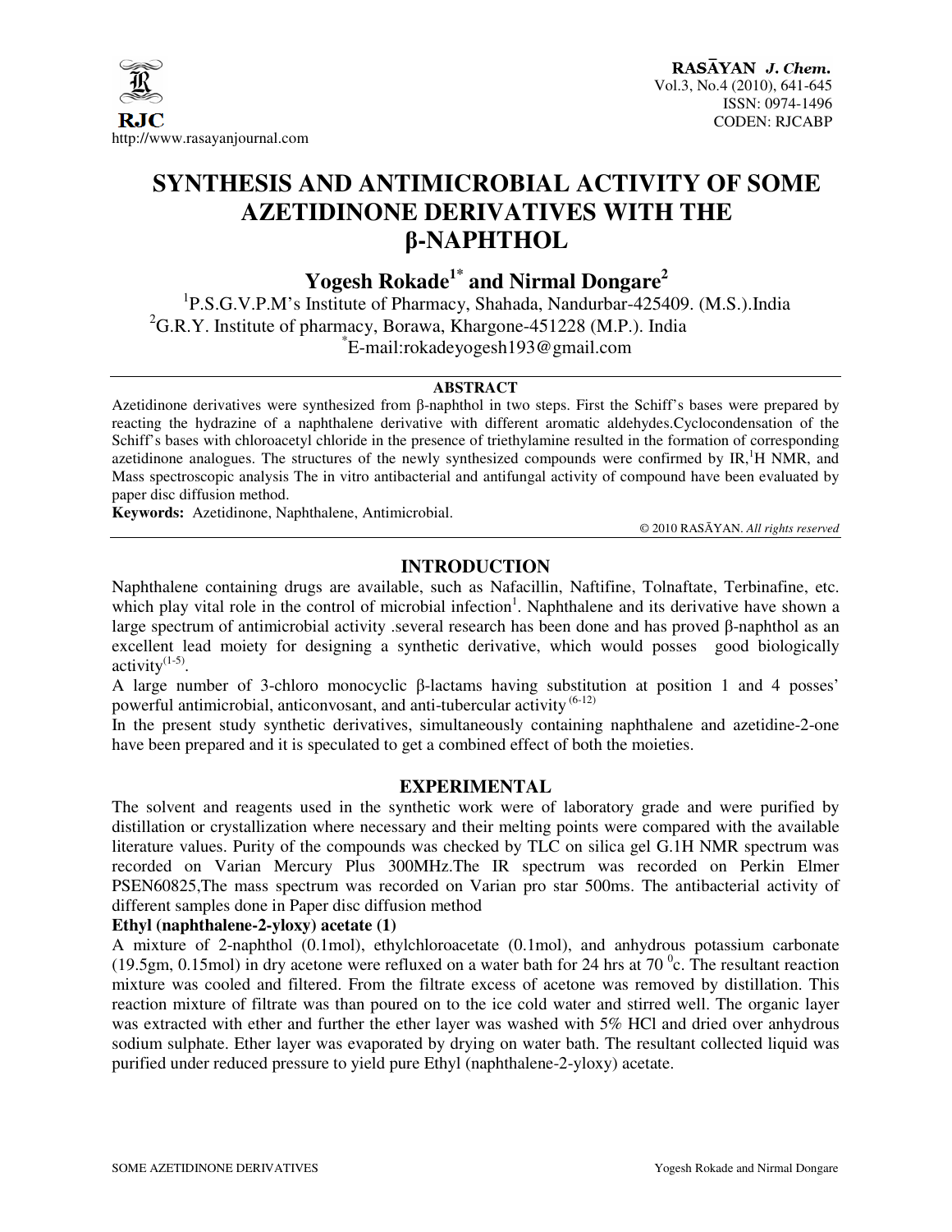# SYNTHESIS AND ANTIMICROBIAL ACTIVITY OF SOME AZETIDINONE DERIVATIVES WITH THE β-NAPHTHOL

**Yogesh Rokade[1*] and Nirmal Dongare[2]**

[1]P.S.G.V.P.M's Institute of Pharmacy, Shahada, Nandurbar-425409. (M.S.).India
[2]G.R.Y. Institute of pharmacy, Borawa, Khargone-451228 (M.P.). India
[*]E-mail:rokadeyogesh193@gmail.com

## ABSTRACT

Azetidinone derivatives were synthesized from β-naphthol in two steps. First the Schiff's bases were prepared by reacting the hydrazine of a naphthalene derivative with different aromatic aldehydes.Cyclocondensation of the Schiff's bases with chloroacetyl chloride in the presence of triethylamine resulted in the formation of corresponding azetidinone analogues. The structures of the newly synthesized compounds were confirmed by IR,[1]H NMR, and Mass spectroscopic analysis The in vitro antibacterial and antifungal activity of compound have been evaluated by paper disc diffusion method.

**Keywords:** Azetidinone, Naphthalene, Antimicrobial.

© 2010 RASĀYAN. *All rights reserved*

## INTRODUCTION

Naphthalene containing drugs are available, such as Nafacillin, Naftifine, Tolnaftate, Terbinafine, etc. which play vital role in the control of microbial infection[1]. Naphthalene and its derivative have shown a large spectrum of antimicrobial activity .several research has been done and has proved β-naphthol as an excellent lead moiety for designing a synthetic derivative, which would posses good biologically activity[(1-5)].

A large number of 3-chloro monocyclic β-lactams having substitution at position 1 and 4 posses' powerful antimicrobial, anticonvosant, and anti-tubercular activity [(6-12)]

In the present study synthetic derivatives, simultaneously containing naphthalene and azetidine-2-one have been prepared and it is speculated to get a combined effect of both the moieties.

## EXPERIMENTAL

The solvent and reagents used in the synthetic work were of laboratory grade and were purified by distillation or crystallization where necessary and their melting points were compared with the available literature values. Purity of the compounds was checked by TLC on silica gel G.1H NMR spectrum was recorded on Varian Mercury Plus 300MHz.The IR spectrum was recorded on Perkin Elmer PSEN60825,The mass spectrum was recorded on Varian pro star 500ms. The antibacterial activity of different samples done in Paper disc diffusion method

**Ethyl (naphthalene-2-yloxy) acetate (1)**

A mixture of 2-naphthol (0.1mol), ethylchloroacetate (0.1mol), and anhydrous potassium carbonate (19.5gm, 0.15mol) in dry acetone were refluxed on a water bath for 24 hrs at 70 $^{0}$c. The resultant reaction mixture was cooled and filtered. From the filtrate excess of acetone was removed by distillation. This reaction mixture of filtrate was than poured on to the ice cold water and stirred well. The organic layer was extracted with ether and further the ether layer was washed with 5% HCl and dried over anhydrous sodium sulphate. Ether layer was evaporated by drying on water bath. The resultant collected liquid was purified under reduced pressure to yield pure Ethyl (naphthalene-2-yloxy) acetate.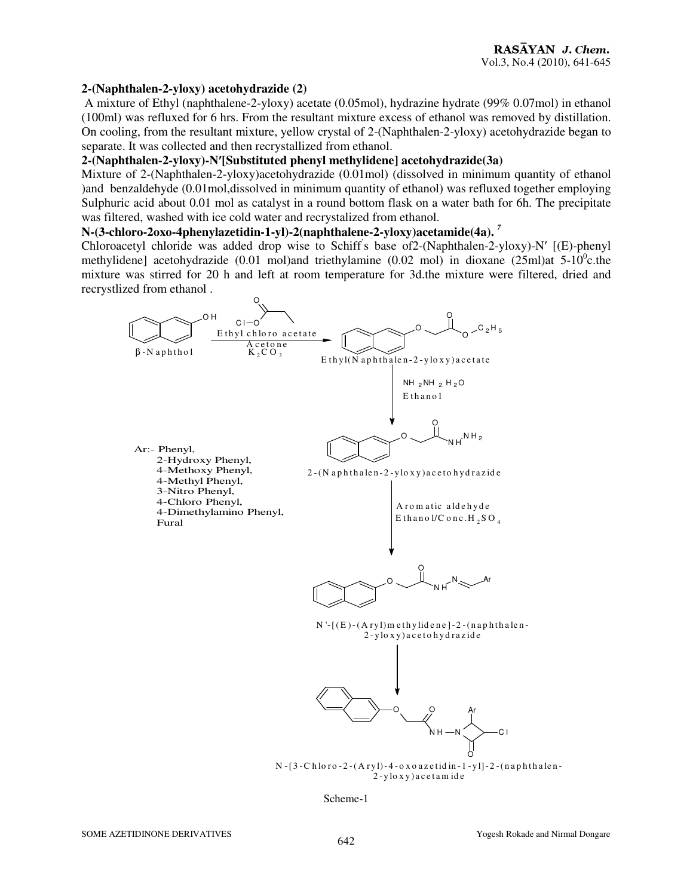**2-(Naphthalen-2-yloxy) acetohydrazide (2)**

A mixture of Ethyl (naphthalene-2-yloxy) acetate (0.05mol), hydrazine hydrate (99% 0.07mol) in ethanol (100ml) was refluxed for 6 hrs. From the resultant mixture excess of ethanol was removed by distillation. On cooling, from the resultant mixture, yellow crystal of 2-(Naphthalen-2-yloxy) acetohydrazide began to separate. It was collected and then recrystallized from ethanol.

**2-(Naphthalen-2-yloxy)-N′[Substituted phenyl methylidene] acetohydrazide(3a)**

Mixture of 2-(Naphthalen-2-yloxy)acetohydrazide (0.01mol) (dissolved in minimum quantity of ethanol )and benzaldehyde (0.01mol,dissolved in minimum quantity of ethanol) was refluxed together employing Sulphuric acid about 0.01 mol as catalyst in a round bottom flask on a water bath for 6h. The precipitate was filtered, washed with ice cold water and recrystalized from ethanol.

**N-(3-chloro-2oxo-4phenylazetidin-1-yl)-2(naphthalene-2-yloxy)acetamide(4a).** [7]

Chloroacetyl chloride was added drop wise to Schiff's base of2-(Naphthalen-2-yloxy)-N′ [(E)-phenyl methylidene] acetohydrazide (0.01 mol)and triethylamine (0.02 mol) in dioxane (25ml)at 5-10$^0$c.the mixture was stirred for 20 h and left at room temperature for 3d.the mixture were filtered, dried and recrystlized from ethanol .

β-Naphthol → (Ethyl chloro acetate, Acetone, $K_2CO_3$) → Ethyl(Naphthalen-2-yloxy)acetate → ($NH_2NH_2.H_2O$, Ethanol) → 2-(Naphthalen-2-yloxy)acetohydrazide → (Aromatic aldehyde, Ethanol/Conc.$H_2SO_4$) → N'-[(E)-(Aryl)methylidene]-2-(naphthalen-2-yloxy)acetohydrazide → N-[3-Chloro-2-(Aryl)-4-oxoazetidin-1-yl]-2-(naphthalen-2-yloxy)acetamide

Ar:- Phenyl,
2-Hydroxy Phenyl,
4-Methoxy Phenyl,
4-Methyl Phenyl,
3-Nitro Phenyl,
4-Chloro Phenyl,
4-Dimethylamino Phenyl,
Fural

Scheme-1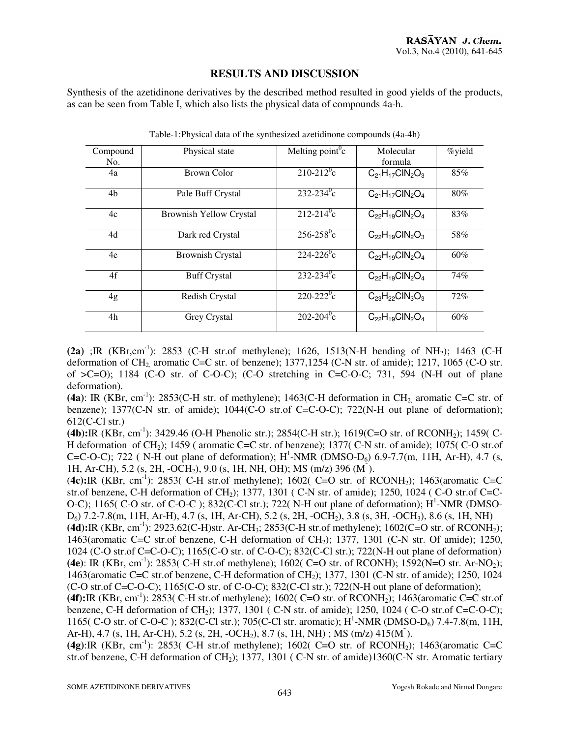## RESULTS AND DISCUSSION

Synthesis of the azetidinone derivatives by the described method resulted in good yields of the products, as can be seen from Table I, which also lists the physical data of compounds 4a-h.

Table-1:Physical data of the synthesized azetidinone compounds (4a-4h)

| Compound No. | Physical state | Melting point$^0$c | Molecular formula | %yield |
|---|---|---|---|---|
| 4a | Brown Color | 210-212$^0$c | $C_{21}H_{17}ClN_2O_3$ | 85% |
| 4b | Pale Buff Crystal | 232-234$^0$c | $C_{21}H_{17}ClN_2O_4$ | 80% |
| 4c | Brownish Yellow Crystal | 212-214$^0$c | $C_{22}H_{19}ClN_2O_4$ | 83% |
| 4d | Dark red Crystal | 256-258$^0$c | $C_{22}H_{19}ClN_2O_3$ | 58% |
| 4e | Brownish Crystal | 224-226$^0$c | $C_{22}H_{19}ClN_2O_4$ | 60% |
| 4f | Buff Crystal | 232-234$^0$c | $C_{22}H_{19}ClN_2O_4$ | 74% |
| 4g | Redish Crystal | 220-222$^0$c | $C_{23}H_{22}ClN_3O_3$ | 72% |
| 4h | Grey Crystal | 202-204$^0$c | $C_{22}H_{19}ClN_2O_4$ | 60% |

**(2a)** ;IR (KBr,cm$^{-1}$): 2853 (C-H str.of methylene); 1626, 1513(N-H bending of $NH_2$); 1463 (C-H deformation of $CH_2$, aromatic C=C str. of benzene); 1377,1254 (C-N str. of amide); 1217, 1065 (C-O str. of >C=O); 1184 (C-O str. of C-O-C); (C-O stretching in C=C-O-C; 731, 594 (N-H out of plane deformation).

**(4a)**: IR (KBr, cm$^{-1}$): 2853(C-H str. of methylene); 1463(C-H deformation in $CH_2$, aromatic C=C str. of benzene); 1377(C-N str. of amide); 1044(C-O str.of C=C-O-C); 722(N-H out plane of deformation); 612(C-Cl str.)

**(4b):**IR (KBr, cm$^{-1}$): 3429.46 (O-H Phenolic str.); 2854(C-H str.); 1619(C=O str. of $RCONH_2$); 1459( C-H deformation of $CH_2$); 1459 ( aromatic C=C str. of benzene); 1377( C-N str. of amide); 1075( C-O str.of C=C-O-C); 722 ( N-H out plane of deformation); $H^1$-NMR (DMSO-$D_6$) 6.9-7.7(m, 11H, Ar-H), 4.7 (s, 1H, Ar-CH), 5.2 (s, 2H, -$OCH_2$), 9.0 (s, 1H, NH, OH); MS (m/z) 396 ($M^-$).

**(4c):**IR (KBr, cm$^{-1}$): 2853( C-H str.of methylene); 1602( C=O str. of $RCONH_2$); 1463(aromatic C=C str.of benzene, C-H deformation of $CH_2$); 1377, 1301 ( C-N str. of amide); 1250, 1024 ( C-O str.of C=C-O-C); 1165( C-O str. of C-O-C ); 832(C-Cl str.); 722( N-H out plane of deformation); $H^1$-NMR (DMSO-$D_6$) 7.2-7.8(m, 11H, Ar-H), 4.7 (s, 1H, Ar-CH), 5.2 (s, 2H, -$OCH_2$), 3.8 (s, 3H, -$OCH_3$), 8.6 (s, 1H, NH)

**(4d):**IR (KBr, cm$^{-1}$): 2923.62(C-H)str. Ar-$CH_3$; 2853(C-H str.of methylene); 1602(C=O str. of $RCONH_2$); 1463(aromatic C=C str.of benzene, C-H deformation of $CH_2$); 1377, 1301 (C-N str. Of amide); 1250, 1024 (C-O str.of C=C-O-C); 1165(C-O str. of C-O-C); 832(C-Cl str.); 722(N-H out plane of deformation)

**(4e)**: IR (KBr, cm$^{-1}$): 2853( C-H str.of methylene); 1602( C=O str. of RCONH); 1592(N=O str. Ar-$NO_2$); 1463(aromatic C=C str.of benzene, C-H deformation of $CH_2$); 1377, 1301 (C-N str. of amide); 1250, 1024 (C-O str.of C=C-O-C); 1165(C-O str. of C-O-C); 832(C-Cl str.); 722(N-H out plane of deformation);

**(4f):**IR (KBr, cm$^{-1}$): 2853( C-H str.of methylene); 1602( C=O str. of $RCONH_2$); 1463(aromatic C=C str.of benzene, C-H deformation of $CH_2$); 1377, 1301 ( C-N str. of amide); 1250, 1024 ( C-O str.of C=C-O-C); 1165( C-O str. of C-O-C ); 832(C-Cl str.); 705(C-Cl str. aromatic); $H^1$-NMR (DMSO-$D_6$) 7.4-7.8(m, 11H, Ar-H), 4.7 (s, 1H, Ar-CH), 5.2 (s, 2H, -$OCH_2$), 8.7 (s, 1H, NH) ; MS (m/z) 415($M^-$).

**(4g)**:IR (KBr, cm$^{-1}$): 2853( C-H str.of methylene); 1602( C=O str. of $RCONH_2$); 1463(aromatic C=C str.of benzene, C-H deformation of $CH_2$); 1377, 1301 ( C-N str. of amide)1360(C-N str. Aromatic tertiary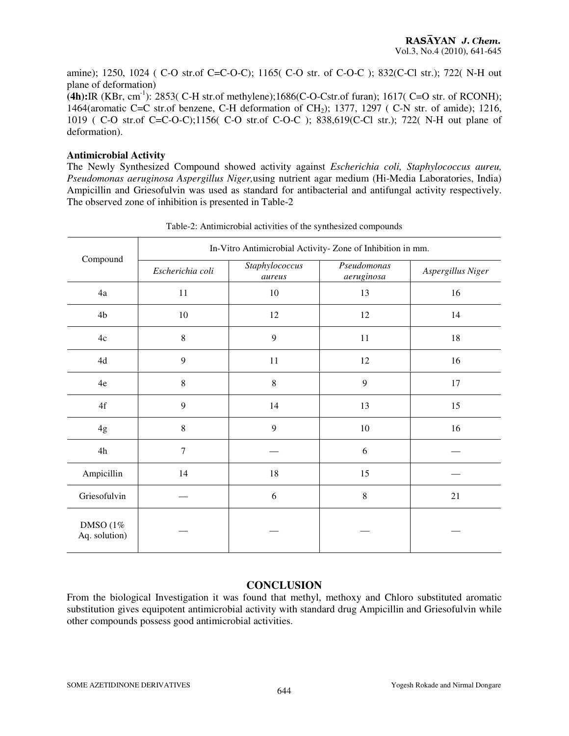amine); 1250, 1024 ( C-O str.of C=C-O-C); 1165( C-O str. of C-O-C ); 832(C-Cl str.); 722( N-H out plane of deformation)

**(4h):**IR (KBr, $cm^{-1}$): 2853( C-H str.of methylene);1686(C-O-Cstr.of furan); 1617( C=O str. of RCONH); 1464(aromatic C=C str.of benzene, C-H deformation of $CH_2$); 1377, 1297 ( C-N str. of amide); 1216, 1019 ( C-O str.of C=C-O-C);1156( C-O str.of C-O-C ); 838,619(C-Cl str.); 722( N-H out plane of deformation).

**Antimicrobial Activity**

The Newly Synthesized Compound showed activity against *Escherichia coli, Staphylococcus aureu, Pseudomonas aeruginosa Aspergillus Niger,*using nutrient agar medium (Hi-Media Laboratories, India) Ampicillin and Griesofulvin was used as standard for antibacterial and antifungal activity respectively. The observed zone of inhibition is presented in Table-2

Table-2: Antimicrobial activities of the synthesized compounds

| Compound | In-Vitro Antimicrobial Activity- Zone of Inhibition in mm. | | | |
|---|---|---|---|---|
| | *Escherichia coli* | *Staphylococcus aureus* | *Pseudomonas aeruginosa* | *Aspergillus Niger* |
| 4a | 11 | 10 | 13 | 16 |
| 4b | 10 | 12 | 12 | 14 |
| 4c | 8 | 9 | 11 | 18 |
| 4d | 9 | 11 | 12 | 16 |
| 4e | 8 | 8 | 9 | 17 |
| 4f | 9 | 14 | 13 | 15 |
| 4g | 8 | 9 | 10 | 16 |
| 4h | 7 | — | 6 | — |
| Ampicillin | 14 | 18 | 15 | — |
| Griesofulvin | — | 6 | 8 | 21 |
| DMSO (1% Aq. solution) | — | — | — | — |

## CONCLUSION

From the biological Investigation it was found that methyl, methoxy and Chloro substituted aromatic substitution gives equipotent antimicrobial activity with standard drug Ampicillin and Griesofulvin while other compounds possess good antimicrobial activities.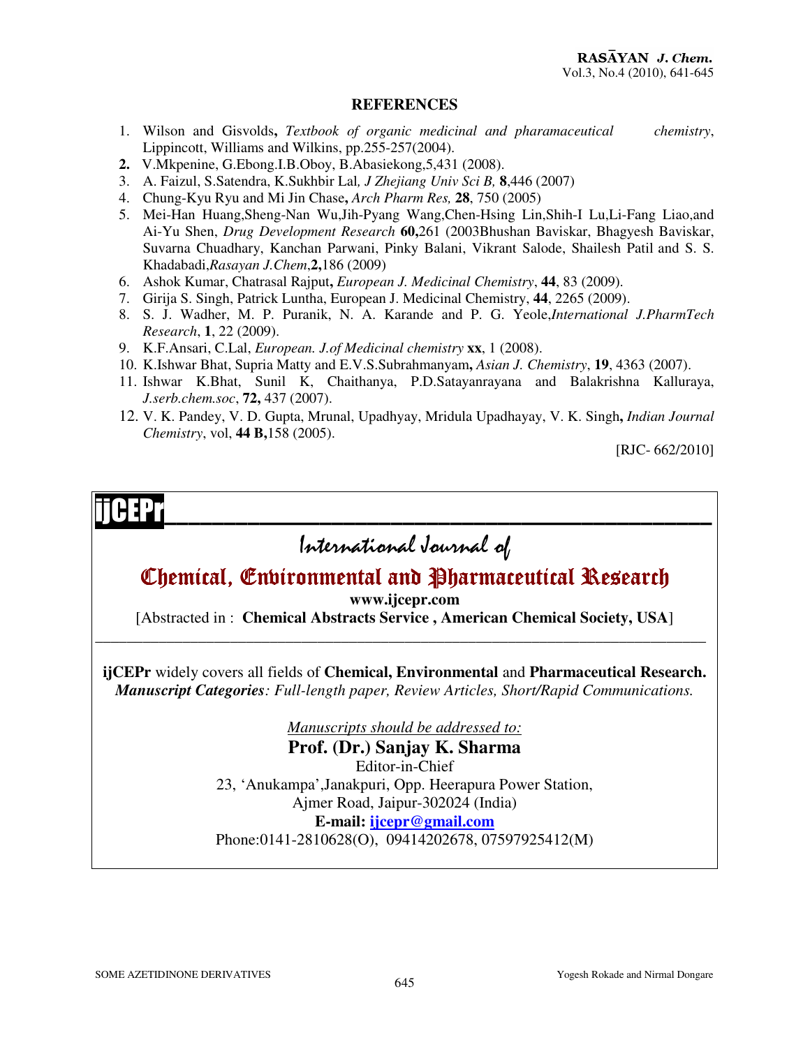## REFERENCES

1. Wilson and Gisvolds, *Textbook of organic medicinal and pharamaceutical chemistry*, Lippincott, Williams and Wilkins, pp.255-257(2004).
2. V.Mkpenine, G.Ebong.I.B.Oboy, B.Abasiekong,5,431 (2008).
3. A. Faizul, S.Satendra, K.Sukhbir Lal*, J Zhejiang Univ Sci B,* **8**,446 (2007)
4. Chung-Kyu Ryu and Mi Jin Chase**,** *Arch Pharm Res,* **28**, 750 (2005)
5. Mei-Han Huang,Sheng-Nan Wu,Jih-Pyang Wang,Chen-Hsing Lin,Shih-I Lu,Li-Fang Liao,and Ai-Yu Shen, *Drug Development Research* **60,**261 (2003Bhushan Baviskar, Bhagyesh Baviskar, Suvarna Chuadhary, Kanchan Parwani, Pinky Balani, Vikrant Salode, Shailesh Patil and S. S. Khadabadi,*Rasayan J.Chem*,**2,**186 (2009)
6. Ashok Kumar, Chatrasal Rajput**,** *European J. Medicinal Chemistry*, **44**, 83 (2009).
7. Girija S. Singh, Patrick Luntha, European J. Medicinal Chemistry, **44**, 2265 (2009).
8. S. J. Wadher, M. P. Puranik, N. A. Karande and P. G. Yeole,*International J.PharmTech Research*, **1**, 22 (2009).
9. K.F.Ansari, C.Lal, *European. J.of Medicinal chemistry* **xx**, 1 (2008).
10. K.Ishwar Bhat, Supria Matty and E.V.S.Subrahmanyam**,** *Asian J. Chemistry*, **19**, 4363 (2007).
11. Ishwar K.Bhat, Sunil K, Chaithanya, P.D.Satayanrayana and Balakrishna Kalluraya, *J.serb.chem.soc*, **72,** 437 (2007).
12. V. K. Pandey, V. D. Gupta, Mrunal, Upadhyay, Mridula Upadhayay, V. K. Singh**,** *Indian Journal Chemistry*, vol, **44 B,**158 (2005).

[RJC- 662/2010]

---

**ijCEPr**

*International Journal of*

**Chemical, Environmental and Pharmaceutical Research**

**www.ijcepr.com**

[Abstracted in : **Chemical Abstracts Service , American Chemical Society, USA**]

**ijCEPr** widely covers all fields of **Chemical, Environmental** and **Pharmaceutical Research.**
***Manuscript Categories****: Full-length paper, Review Articles, Short/Rapid Communications.*

*Manuscripts should be addressed to:*

**Prof. (Dr.) Sanjay K. Sharma**
Editor-in-Chief
23, 'Anukampa',Janakpuri, Opp. Heerapura Power Station,
Ajmer Road, Jaipur-302024 (India)
**E-mail: ijcepr@gmail.com**
Phone:0141-2810628(O), 09414202678, 07597925412(M)